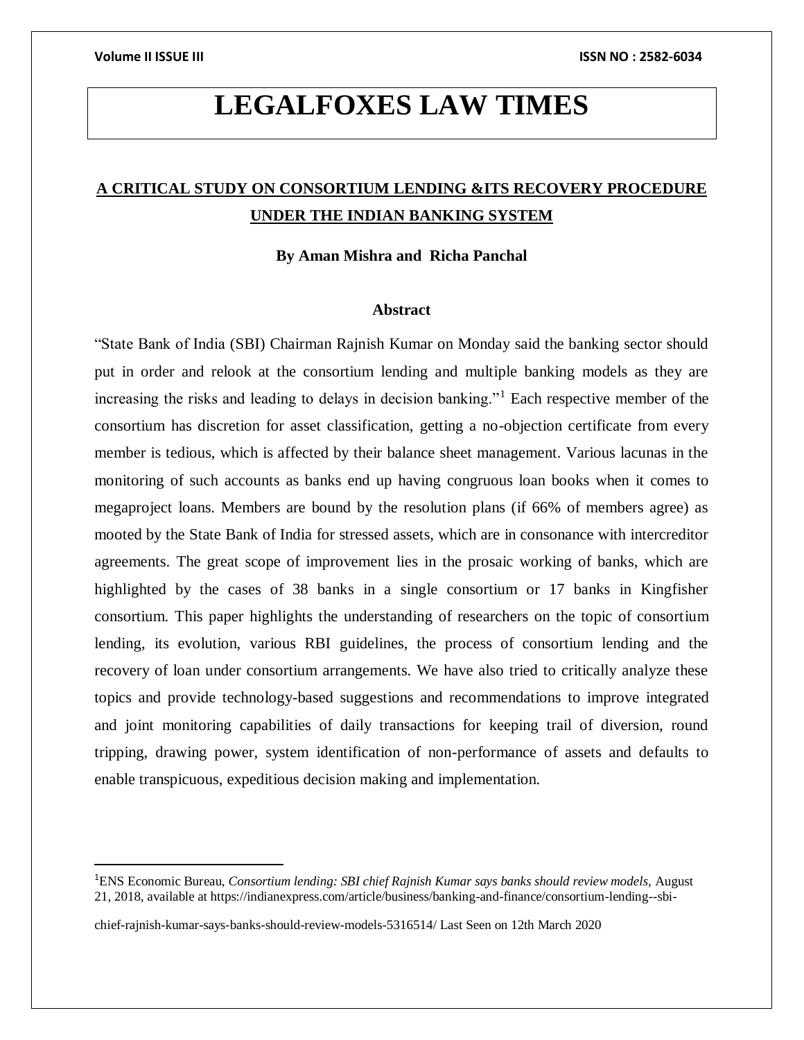# LEGALFOXES LAW TIMES

## A CRITICAL STUDY ON CONSORTIUM LENDING &ITS RECOVERY PROCEDURE UNDER THE INDIAN BANKING SYSTEM

**By Aman Mishra and Richa Panchal**

### Abstract

"State Bank of India (SBI) Chairman Rajnish Kumar on Monday said the banking sector should put in order and relook at the consortium lending and multiple banking models as they are increasing the risks and leading to delays in decision banking."[1] Each respective member of the consortium has discretion for asset classification, getting a no-objection certificate from every member is tedious, which is affected by their balance sheet management. Various lacunas in the monitoring of such accounts as banks end up having congruous loan books when it comes to megaproject loans. Members are bound by the resolution plans (if 66% of members agree) as mooted by the State Bank of India for stressed assets, which are in consonance with intercreditor agreements. The great scope of improvement lies in the prosaic working of banks, which are highlighted by the cases of 38 banks in a single consortium or 17 banks in Kingfisher consortium. This paper highlights the understanding of researchers on the topic of consortium lending, its evolution, various RBI guidelines, the process of consortium lending and the recovery of loan under consortium arrangements. We have also tried to critically analyze these topics and provide technology-based suggestions and recommendations to improve integrated and joint monitoring capabilities of daily transactions for keeping trail of diversion, round tripping, drawing power, system identification of non-performance of assets and defaults to enable transpicuous, expeditious decision making and implementation.

---

[1] ENS Economic Bureau, *Consortium lending: SBI chief Rajnish Kumar says banks should review models,* August 21, 2018, available at https://indianexpress.com/article/business/banking-and-finance/consortium-lending--sbi-chief-rajnish-kumar-says-banks-should-review-models-5316514/ Last Seen on 12th March 2020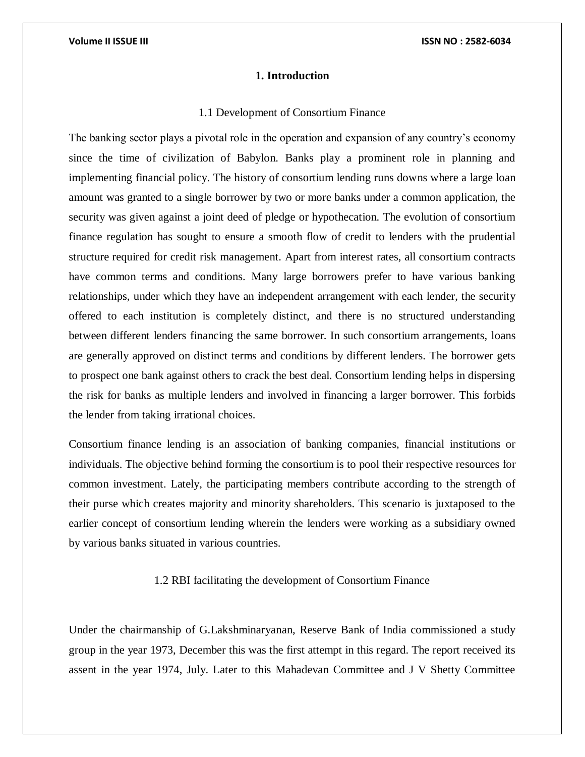# 1. Introduction

## 1.1 Development of Consortium Finance

The banking sector plays a pivotal role in the operation and expansion of any country's economy since the time of civilization of Babylon. Banks play a prominent role in planning and implementing financial policy. The history of consortium lending runs downs where a large loan amount was granted to a single borrower by two or more banks under a common application, the security was given against a joint deed of pledge or hypothecation. The evolution of consortium finance regulation has sought to ensure a smooth flow of credit to lenders with the prudential structure required for credit risk management. Apart from interest rates, all consortium contracts have common terms and conditions. Many large borrowers prefer to have various banking relationships, under which they have an independent arrangement with each lender, the security offered to each institution is completely distinct, and there is no structured understanding between different lenders financing the same borrower. In such consortium arrangements, loans are generally approved on distinct terms and conditions by different lenders. The borrower gets to prospect one bank against others to crack the best deal. Consortium lending helps in dispersing the risk for banks as multiple lenders and involved in financing a larger borrower. This forbids the lender from taking irrational choices.

Consortium finance lending is an association of banking companies, financial institutions or individuals. The objective behind forming the consortium is to pool their respective resources for common investment. Lately, the participating members contribute according to the strength of their purse which creates majority and minority shareholders. This scenario is juxtaposed to the earlier concept of consortium lending wherein the lenders were working as a subsidiary owned by various banks situated in various countries.

## 1.2 RBI facilitating the development of Consortium Finance

Under the chairmanship of G.Lakshminaryanan, Reserve Bank of India commissioned a study group in the year 1973, December this was the first attempt in this regard. The report received its assent in the year 1974, July. Later to this Mahadevan Committee and J V Shetty Committee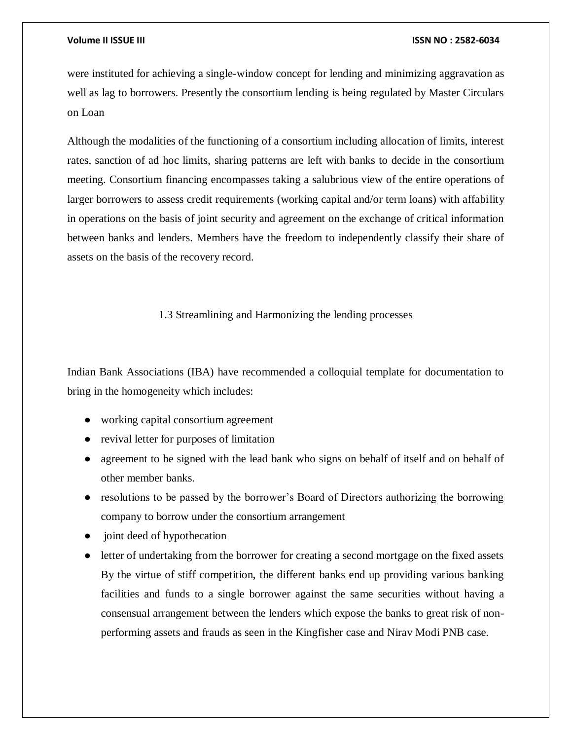were instituted for achieving a single-window concept for lending and minimizing aggravation as well as lag to borrowers. Presently the consortium lending is being regulated by Master Circulars on Loan

Although the modalities of the functioning of a consortium including allocation of limits, interest rates, sanction of ad hoc limits, sharing patterns are left with banks to decide in the consortium meeting. Consortium financing encompasses taking a salubrious view of the entire operations of larger borrowers to assess credit requirements (working capital and/or term loans) with affability in operations on the basis of joint security and agreement on the exchange of critical information between banks and lenders. Members have the freedom to independently classify their share of assets on the basis of the recovery record.

### 1.3 Streamlining and Harmonizing the lending processes

Indian Bank Associations (IBA) have recommended a colloquial template for documentation to bring in the homogeneity which includes:

- working capital consortium agreement
- revival letter for purposes of limitation
- agreement to be signed with the lead bank who signs on behalf of itself and on behalf of other member banks.
- resolutions to be passed by the borrower's Board of Directors authorizing the borrowing company to borrow under the consortium arrangement
- joint deed of hypothecation
- letter of undertaking from the borrower for creating a second mortgage on the fixed assets By the virtue of stiff competition, the different banks end up providing various banking facilities and funds to a single borrower against the same securities without having a consensual arrangement between the lenders which expose the banks to great risk of non-performing assets and frauds as seen in the Kingfisher case and Nirav Modi PNB case.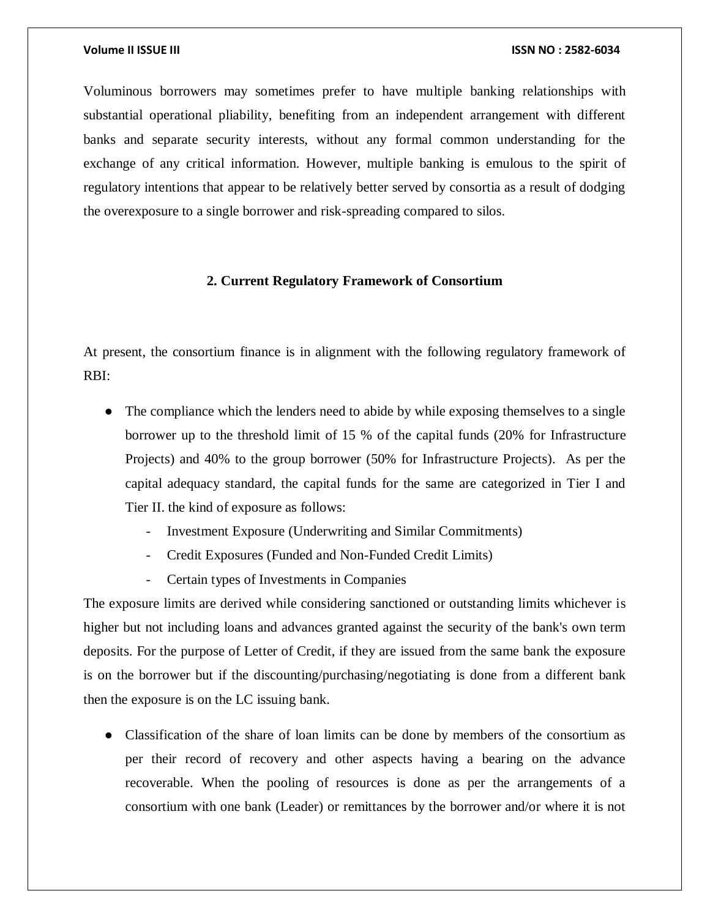Voluminous borrowers may sometimes prefer to have multiple banking relationships with substantial operational pliability, benefiting from an independent arrangement with different banks and separate security interests, without any formal common understanding for the exchange of any critical information. However, multiple banking is emulous to the spirit of regulatory intentions that appear to be relatively better served by consortia as a result of dodging the overexposure to a single borrower and risk-spreading compared to silos.

## 2. Current Regulatory Framework of Consortium

At present, the consortium finance is in alignment with the following regulatory framework of RBI:

- The compliance which the lenders need to abide by while exposing themselves to a single borrower up to the threshold limit of 15 % of the capital funds (20% for Infrastructure Projects) and 40% to the group borrower (50% for Infrastructure Projects). As per the capital adequacy standard, the capital funds for the same are categorized in Tier I and Tier II. the kind of exposure as follows:
    - Investment Exposure (Underwriting and Similar Commitments)
    - Credit Exposures (Funded and Non-Funded Credit Limits)
    - Certain types of Investments in Companies

The exposure limits are derived while considering sanctioned or outstanding limits whichever is higher but not including loans and advances granted against the security of the bank's own term deposits. For the purpose of Letter of Credit, if they are issued from the same bank the exposure is on the borrower but if the discounting/purchasing/negotiating is done from a different bank then the exposure is on the LC issuing bank.

- Classification of the share of loan limits can be done by members of the consortium as per their record of recovery and other aspects having a bearing on the advance recoverable. When the pooling of resources is done as per the arrangements of a consortium with one bank (Leader) or remittances by the borrower and/or where it is not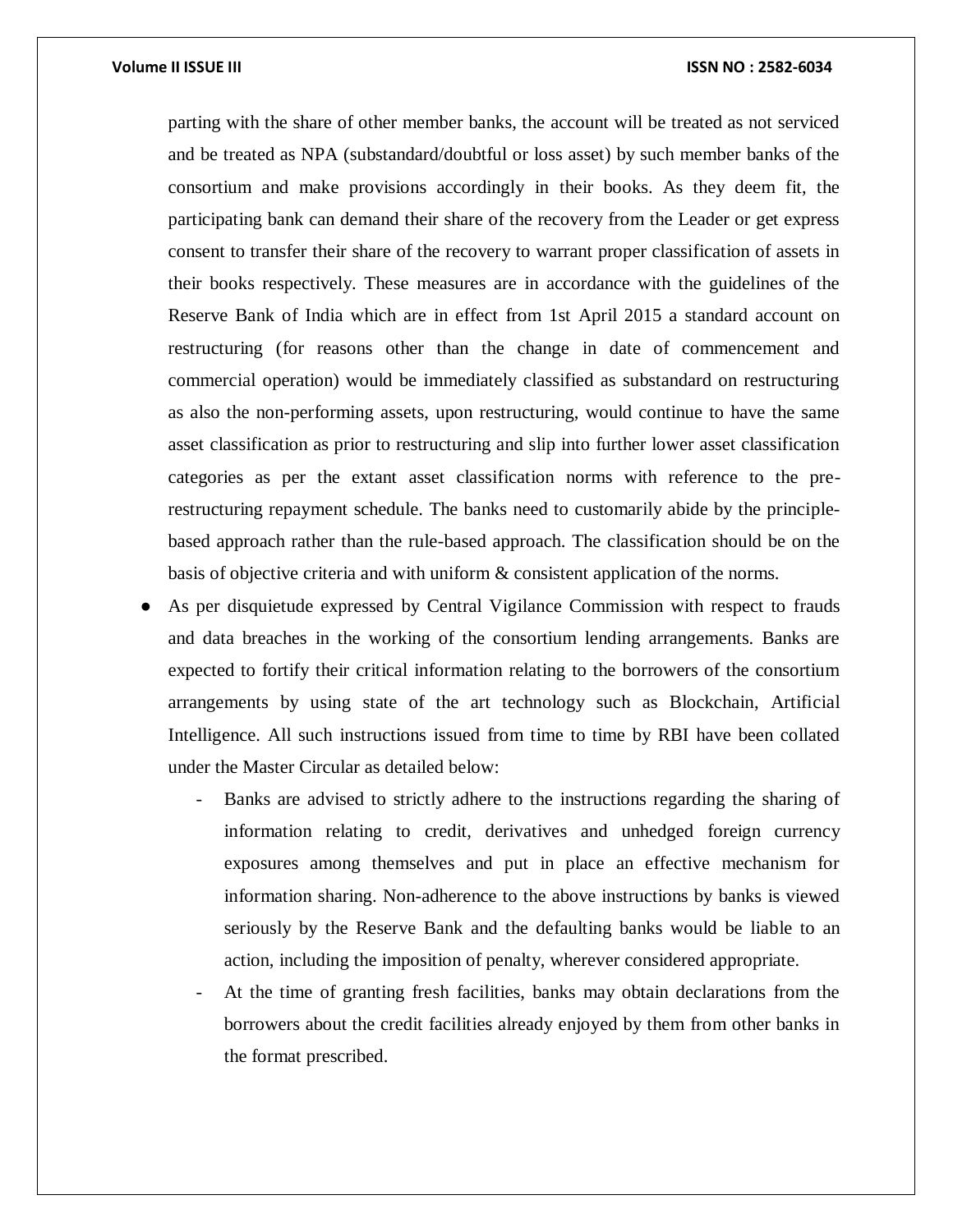parting with the share of other member banks, the account will be treated as not serviced and be treated as NPA (substandard/doubtful or loss asset) by such member banks of the consortium and make provisions accordingly in their books. As they deem fit, the participating bank can demand their share of the recovery from the Leader or get express consent to transfer their share of the recovery to warrant proper classification of assets in their books respectively. These measures are in accordance with the guidelines of the Reserve Bank of India which are in effect from 1st April 2015 a standard account on restructuring (for reasons other than the change in date of commencement and commercial operation) would be immediately classified as substandard on restructuring as also the non-performing assets, upon restructuring, would continue to have the same asset classification as prior to restructuring and slip into further lower asset classification categories as per the extant asset classification norms with reference to the pre-restructuring repayment schedule. The banks need to customarily abide by the principle-based approach rather than the rule-based approach. The classification should be on the basis of objective criteria and with uniform & consistent application of the norms.

- As per disquietude expressed by Central Vigilance Commission with respect to frauds and data breaches in the working of the consortium lending arrangements. Banks are expected to fortify their critical information relating to the borrowers of the consortium arrangements by using state of the art technology such as Blockchain, Artificial Intelligence. All such instructions issued from time to time by RBI have been collated under the Master Circular as detailed below:
    - Banks are advised to strictly adhere to the instructions regarding the sharing of information relating to credit, derivatives and unhedged foreign currency exposures among themselves and put in place an effective mechanism for information sharing. Non-adherence to the above instructions by banks is viewed seriously by the Reserve Bank and the defaulting banks would be liable to an action, including the imposition of penalty, wherever considered appropriate.
    - At the time of granting fresh facilities, banks may obtain declarations from the borrowers about the credit facilities already enjoyed by them from other banks in the format prescribed.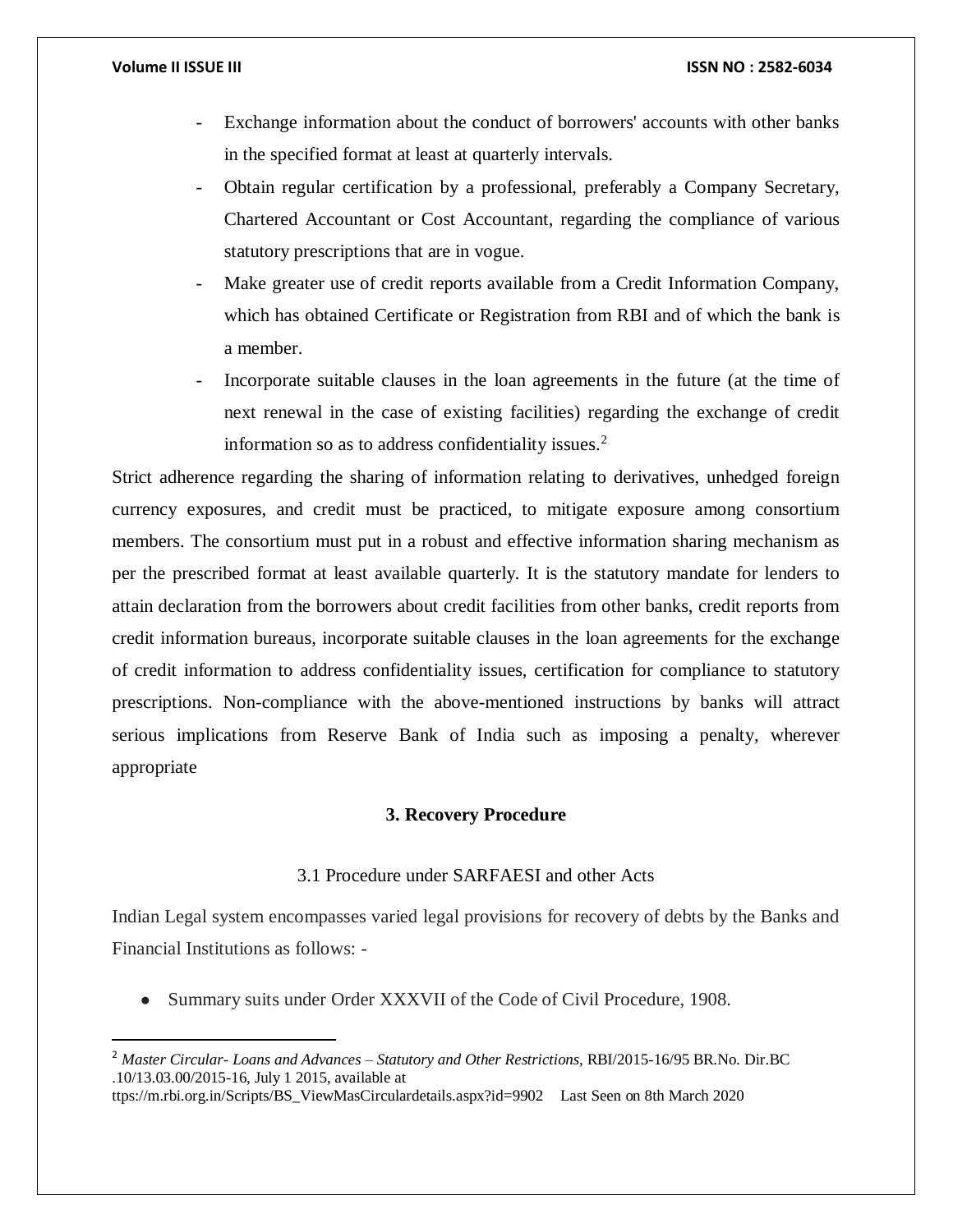- Exchange information about the conduct of borrowers' accounts with other banks in the specified format at least at quarterly intervals.
- Obtain regular certification by a professional, preferably a Company Secretary, Chartered Accountant or Cost Accountant, regarding the compliance of various statutory prescriptions that are in vogue.
- Make greater use of credit reports available from a Credit Information Company, which has obtained Certificate or Registration from RBI and of which the bank is a member.
- Incorporate suitable clauses in the loan agreements in the future (at the time of next renewal in the case of existing facilities) regarding the exchange of credit information so as to address confidentiality issues.[2]

Strict adherence regarding the sharing of information relating to derivatives, unhedged foreign currency exposures, and credit must be practiced, to mitigate exposure among consortium members. The consortium must put in a robust and effective information sharing mechanism as per the prescribed format at least available quarterly. It is the statutory mandate for lenders to attain declaration from the borrowers about credit facilities from other banks, credit reports from credit information bureaus, incorporate suitable clauses in the loan agreements for the exchange of credit information to address confidentiality issues, certification for compliance to statutory prescriptions. Non-compliance with the above-mentioned instructions by banks will attract serious implications from Reserve Bank of India such as imposing a penalty, wherever appropriate

## 3. Recovery Procedure

### 3.1 Procedure under SARFAESI and other Acts

Indian Legal system encompasses varied legal provisions for recovery of debts by the Banks and Financial Institutions as follows: -

- Summary suits under Order XXXVII of the Code of Civil Procedure, 1908.

---

[2] *Master Circular- Loans and Advances – Statutory and Other Restrictions,* RBI/2015-16/95 BR.No. Dir.BC .10/13.03.00/2015-16, July 1 2015, available at ttps://m.rbi.org.in/Scripts/BS_ViewMasCirculardetails.aspx?id=9902 Last Seen on 8th March 2020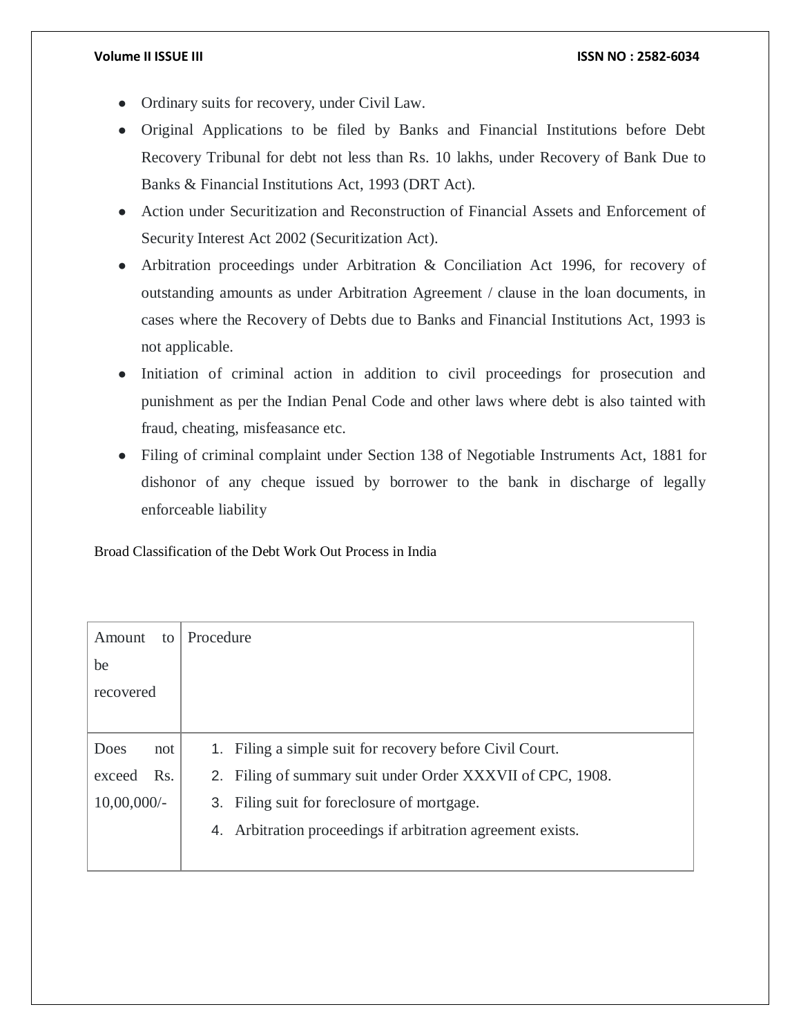- Ordinary suits for recovery, under Civil Law.
- Original Applications to be filed by Banks and Financial Institutions before Debt Recovery Tribunal for debt not less than Rs. 10 lakhs, under Recovery of Bank Due to Banks & Financial Institutions Act, 1993 (DRT Act).
- Action under Securitization and Reconstruction of Financial Assets and Enforcement of Security Interest Act 2002 (Securitization Act).
- Arbitration proceedings under Arbitration & Conciliation Act 1996, for recovery of outstanding amounts as under Arbitration Agreement / clause in the loan documents, in cases where the Recovery of Debts due to Banks and Financial Institutions Act, 1993 is not applicable.
- Initiation of criminal action in addition to civil proceedings for prosecution and punishment as per the Indian Penal Code and other laws where debt is also tainted with fraud, cheating, misfeasance etc.
- Filing of criminal complaint under Section 138 of Negotiable Instruments Act, 1881 for dishonor of any cheque issued by borrower to the bank in discharge of legally enforceable liability

Broad Classification of the Debt Work Out Process in India

| Amount to be recovered | Procedure |
|---|---|
| Does not exceed Rs. 10,00,000/- | 1. Filing a simple suit for recovery before Civil Court.<br>2. Filing of summary suit under Order XXXVII of CPC, 1908.<br>3. Filing suit for foreclosure of mortgage.<br>4. Arbitration proceedings if arbitration agreement exists. |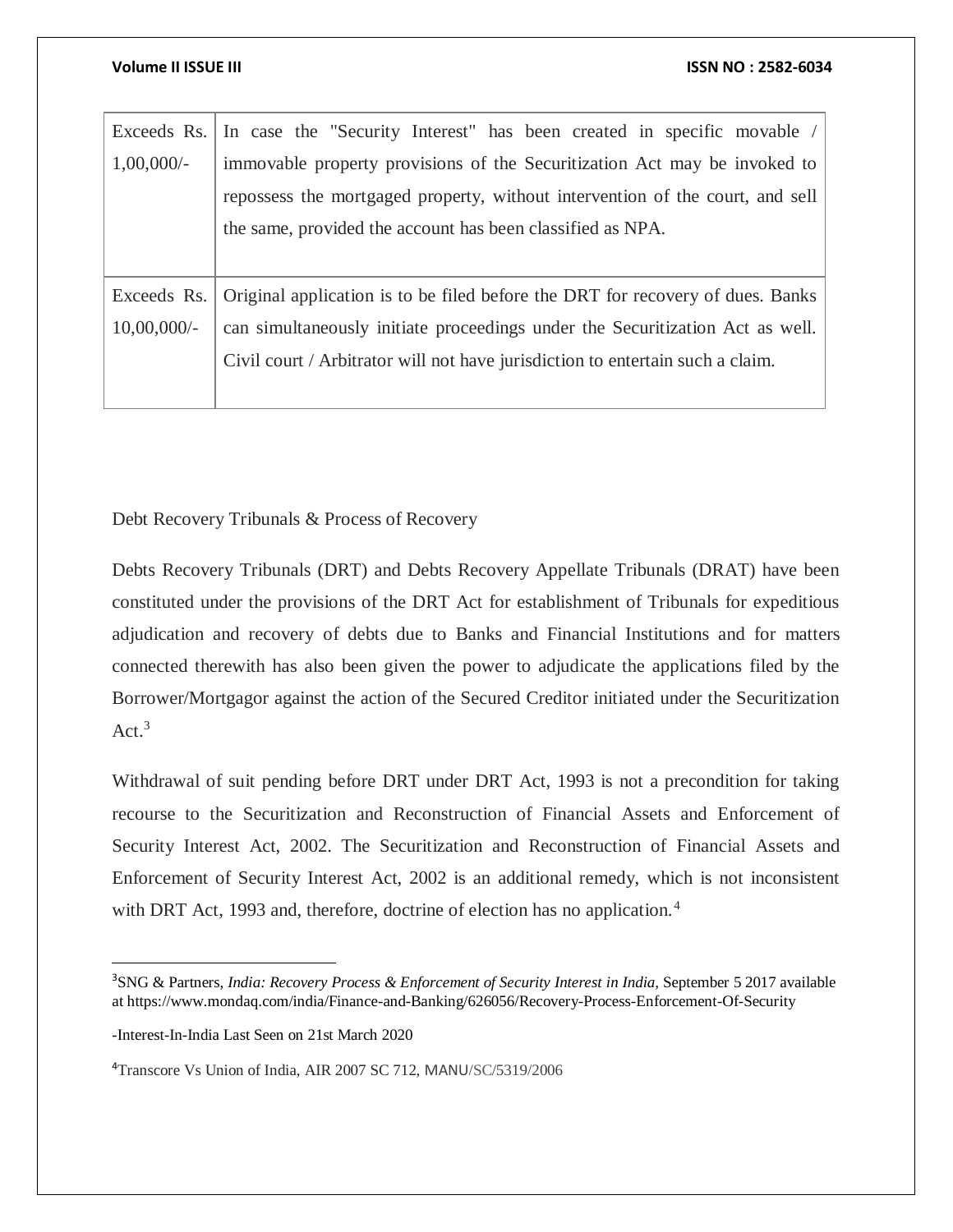| Exceeds Rs. 1,00,000/- | In case the "Security Interest" has been created in specific movable / immovable property provisions of the Securitization Act may be invoked to repossess the mortgaged property, without intervention of the court, and sell the same, provided the account has been classified as NPA. |
|---|---|
| Exceeds Rs. 10,00,000/- | Original application is to be filed before the DRT for recovery of dues. Banks can simultaneously initiate proceedings under the Securitization Act as well. Civil court / Arbitrator will not have jurisdiction to entertain such a claim. |

Debt Recovery Tribunals & Process of Recovery

Debts Recovery Tribunals (DRT) and Debts Recovery Appellate Tribunals (DRAT) have been constituted under the provisions of the DRT Act for establishment of Tribunals for expeditious adjudication and recovery of debts due to Banks and Financial Institutions and for matters connected therewith has also been given the power to adjudicate the applications filed by the Borrower/Mortgagor against the action of the Secured Creditor initiated under the Securitization Act.[3]

Withdrawal of suit pending before DRT under DRT Act, 1993 is not a precondition for taking recourse to the Securitization and Reconstruction of Financial Assets and Enforcement of Security Interest Act, 2002. The Securitization and Reconstruction of Financial Assets and Enforcement of Security Interest Act, 2002 is an additional remedy, which is not inconsistent with DRT Act, 1993 and, therefore, doctrine of election has no application.[4]

---

[3]SNG & Partners, *India: Recovery Process & Enforcement of Security Interest in India,* September 5 2017 available at https://www.mondaq.com/india/Finance-and-Banking/626056/Recovery-Process-Enforcement-Of-Security

-Interest-In-India Last Seen on 21st March 2020

[4]Transcore Vs Union of India, AIR 2007 SC 712, MANU/SC/5319/2006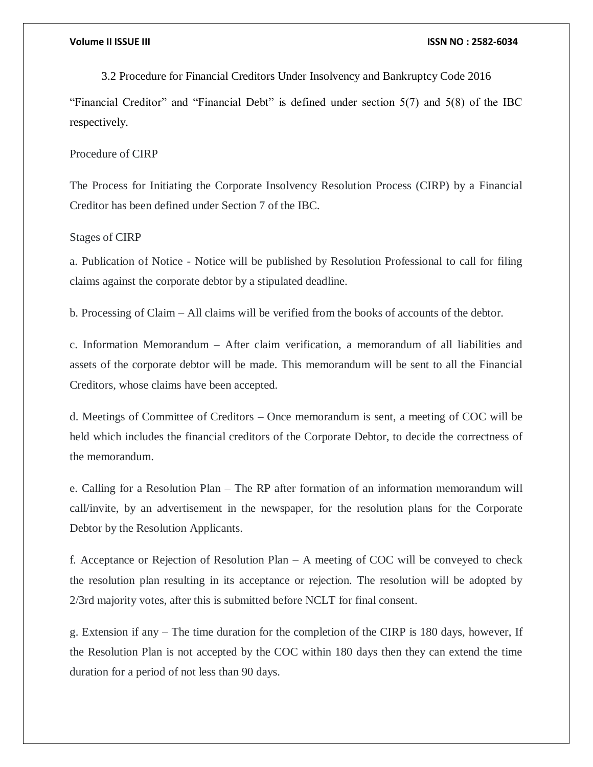### 3.2 Procedure for Financial Creditors Under Insolvency and Bankruptcy Code 2016

"Financial Creditor" and "Financial Debt" is defined under section 5(7) and 5(8) of the IBC respectively.

Procedure of CIRP

The Process for Initiating the Corporate Insolvency Resolution Process (CIRP) by a Financial Creditor has been defined under Section 7 of the IBC.

Stages of CIRP

a. Publication of Notice - Notice will be published by Resolution Professional to call for filing claims against the corporate debtor by a stipulated deadline.

b. Processing of Claim – All claims will be verified from the books of accounts of the debtor.

c. Information Memorandum – After claim verification, a memorandum of all liabilities and assets of the corporate debtor will be made. This memorandum will be sent to all the Financial Creditors, whose claims have been accepted.

d. Meetings of Committee of Creditors – Once memorandum is sent, a meeting of COC will be held which includes the financial creditors of the Corporate Debtor, to decide the correctness of the memorandum.

e. Calling for a Resolution Plan – The RP after formation of an information memorandum will call/invite, by an advertisement in the newspaper, for the resolution plans for the Corporate Debtor by the Resolution Applicants.

f. Acceptance or Rejection of Resolution Plan – A meeting of COC will be conveyed to check the resolution plan resulting in its acceptance or rejection. The resolution will be adopted by 2/3rd majority votes, after this is submitted before NCLT for final consent.

g. Extension if any – The time duration for the completion of the CIRP is 180 days, however, If the Resolution Plan is not accepted by the COC within 180 days then they can extend the time duration for a period of not less than 90 days.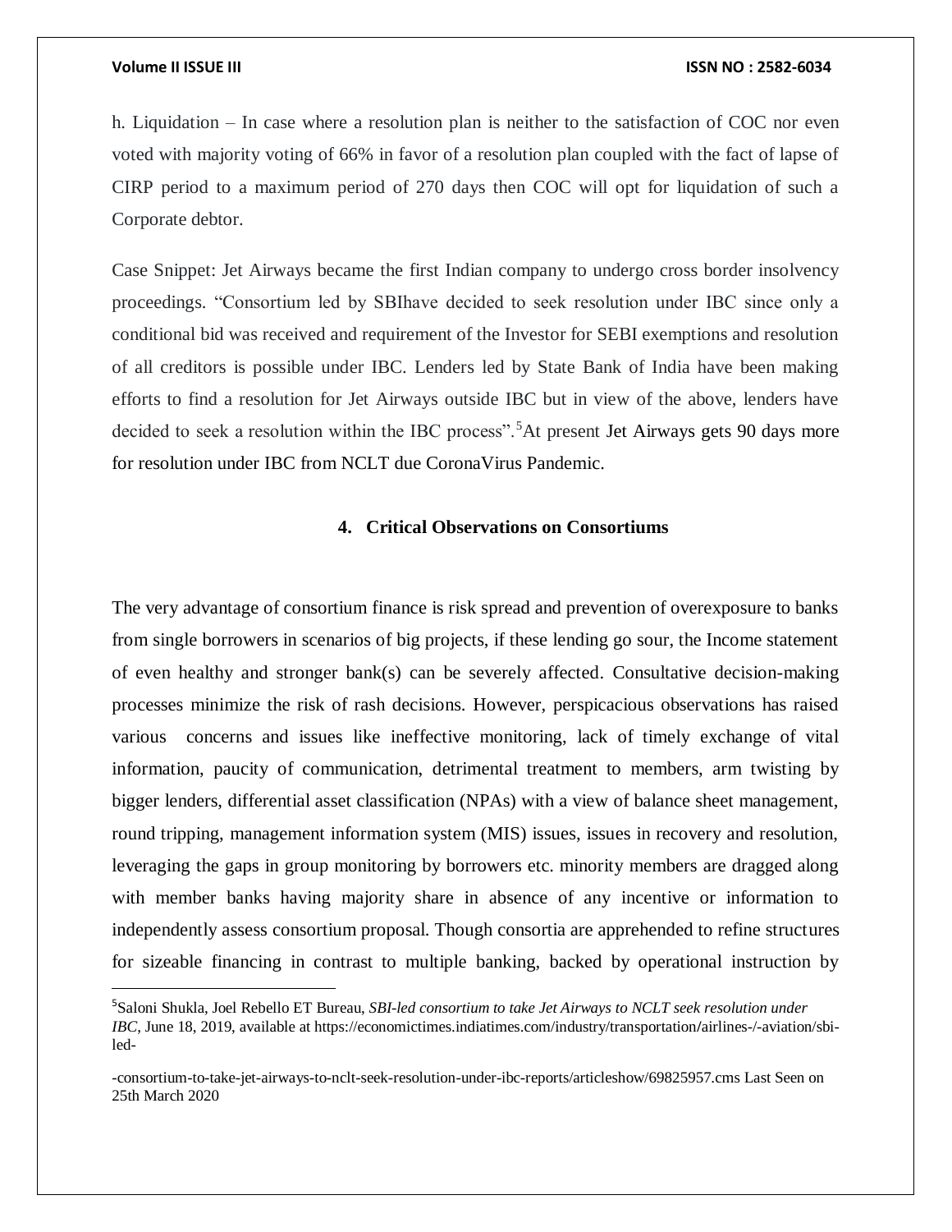h. Liquidation – In case where a resolution plan is neither to the satisfaction of COC nor even voted with majority voting of 66% in favor of a resolution plan coupled with the fact of lapse of CIRP period to a maximum period of 270 days then COC will opt for liquidation of such a Corporate debtor.

Case Snippet: Jet Airways became the first Indian company to undergo cross border insolvency proceedings. "Consortium led by SBIhave decided to seek resolution under IBC since only a conditional bid was received and requirement of the Investor for SEBI exemptions and resolution of all creditors is possible under IBC. Lenders led by State Bank of India have been making efforts to find a resolution for Jet Airways outside IBC but in view of the above, lenders have decided to seek a resolution within the IBC process".[5]At present Jet Airways gets 90 days more for resolution under IBC from NCLT due CoronaVirus Pandemic.

## 4. Critical Observations on Consortiums

The very advantage of consortium finance is risk spread and prevention of overexposure to banks from single borrowers in scenarios of big projects, if these lending go sour, the Income statement of even healthy and stronger bank(s) can be severely affected. Consultative decision-making processes minimize the risk of rash decisions. However, perspicacious observations has raised various concerns and issues like ineffective monitoring, lack of timely exchange of vital information, paucity of communication, detrimental treatment to members, arm twisting by bigger lenders, differential asset classification (NPAs) with a view of balance sheet management, round tripping, management information system (MIS) issues, issues in recovery and resolution, leveraging the gaps in group monitoring by borrowers etc. minority members are dragged along with member banks having majority share in absence of any incentive or information to independently assess consortium proposal. Though consortia are apprehended to refine structures for sizeable financing in contrast to multiple banking, backed by operational instruction by

---

[5]Saloni Shukla, Joel Rebello ET Bureau, *SBI-led consortium to take Jet Airways to NCLT seek resolution under IBC*, June 18, 2019, available at https://economictimes.indiatimes.com/industry/transportation/airlines-/-aviation/sbi-led-

-consortium-to-take-jet-airways-to-nclt-seek-resolution-under-ibc-reports/articleshow/69825957.cms Last Seen on 25th March 2020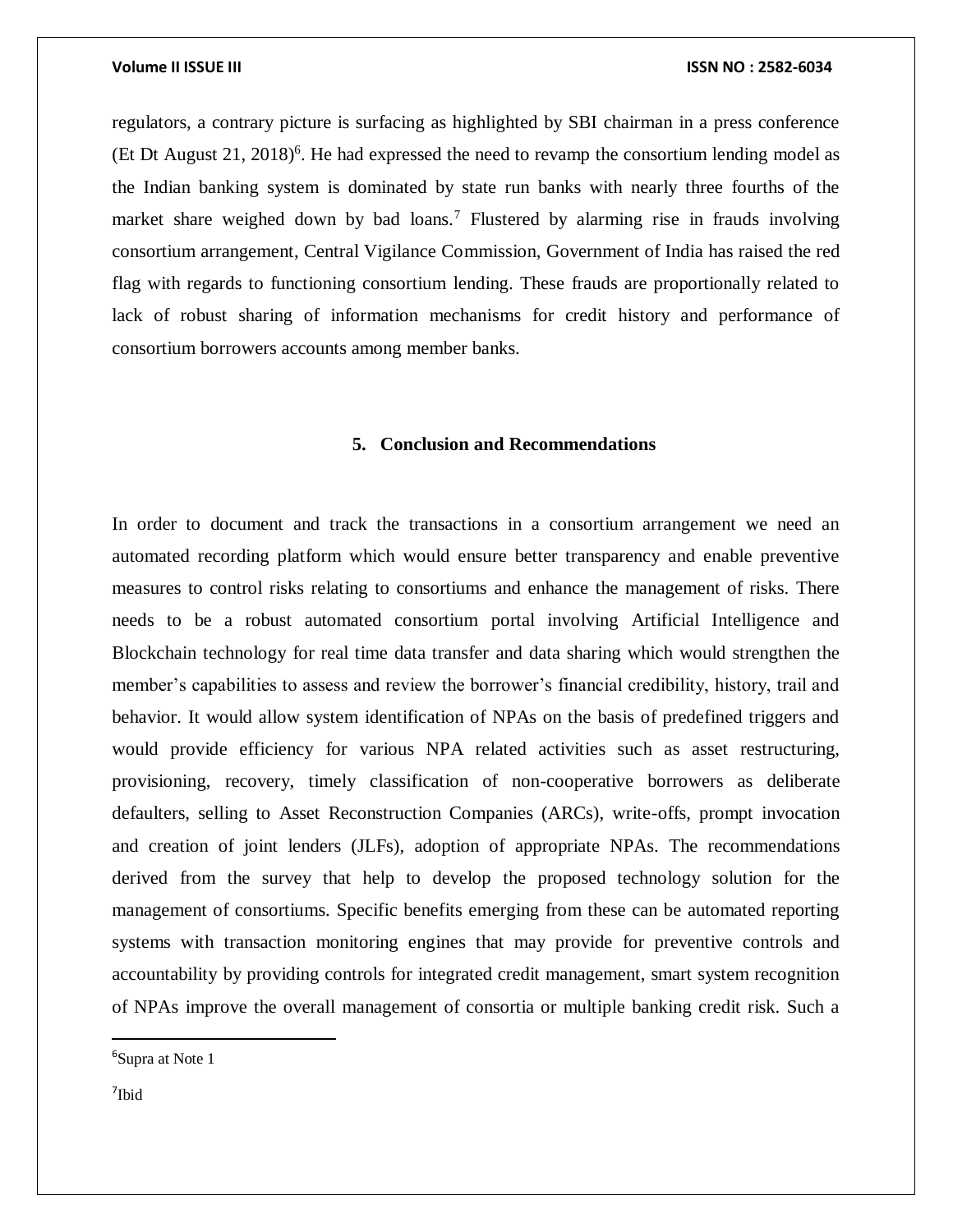regulators, a contrary picture is surfacing as highlighted by SBI chairman in a press conference (Et Dt August 21, 2018)[6]. He had expressed the need to revamp the consortium lending model as the Indian banking system is dominated by state run banks with nearly three fourths of the market share weighed down by bad loans.[7] Flustered by alarming rise in frauds involving consortium arrangement, Central Vigilance Commission, Government of India has raised the red flag with regards to functioning consortium lending. These frauds are proportionally related to lack of robust sharing of information mechanisms for credit history and performance of consortium borrowers accounts among member banks.

## 5. Conclusion and Recommendations

In order to document and track the transactions in a consortium arrangement we need an automated recording platform which would ensure better transparency and enable preventive measures to control risks relating to consortiums and enhance the management of risks. There needs to be a robust automated consortium portal involving Artificial Intelligence and Blockchain technology for real time data transfer and data sharing which would strengthen the member's capabilities to assess and review the borrower's financial credibility, history, trail and behavior. It would allow system identification of NPAs on the basis of predefined triggers and would provide efficiency for various NPA related activities such as asset restructuring, provisioning, recovery, timely classification of non-cooperative borrowers as deliberate defaulters, selling to Asset Reconstruction Companies (ARCs), write-offs, prompt invocation and creation of joint lenders (JLFs), adoption of appropriate NPAs. The recommendations derived from the survey that help to develop the proposed technology solution for the management of consortiums. Specific benefits emerging from these can be automated reporting systems with transaction monitoring engines that may provide for preventive controls and accountability by providing controls for integrated credit management, smart system recognition of NPAs improve the overall management of consortia or multiple banking credit risk. Such a

---

[6] Supra at Note 1

[7] Ibid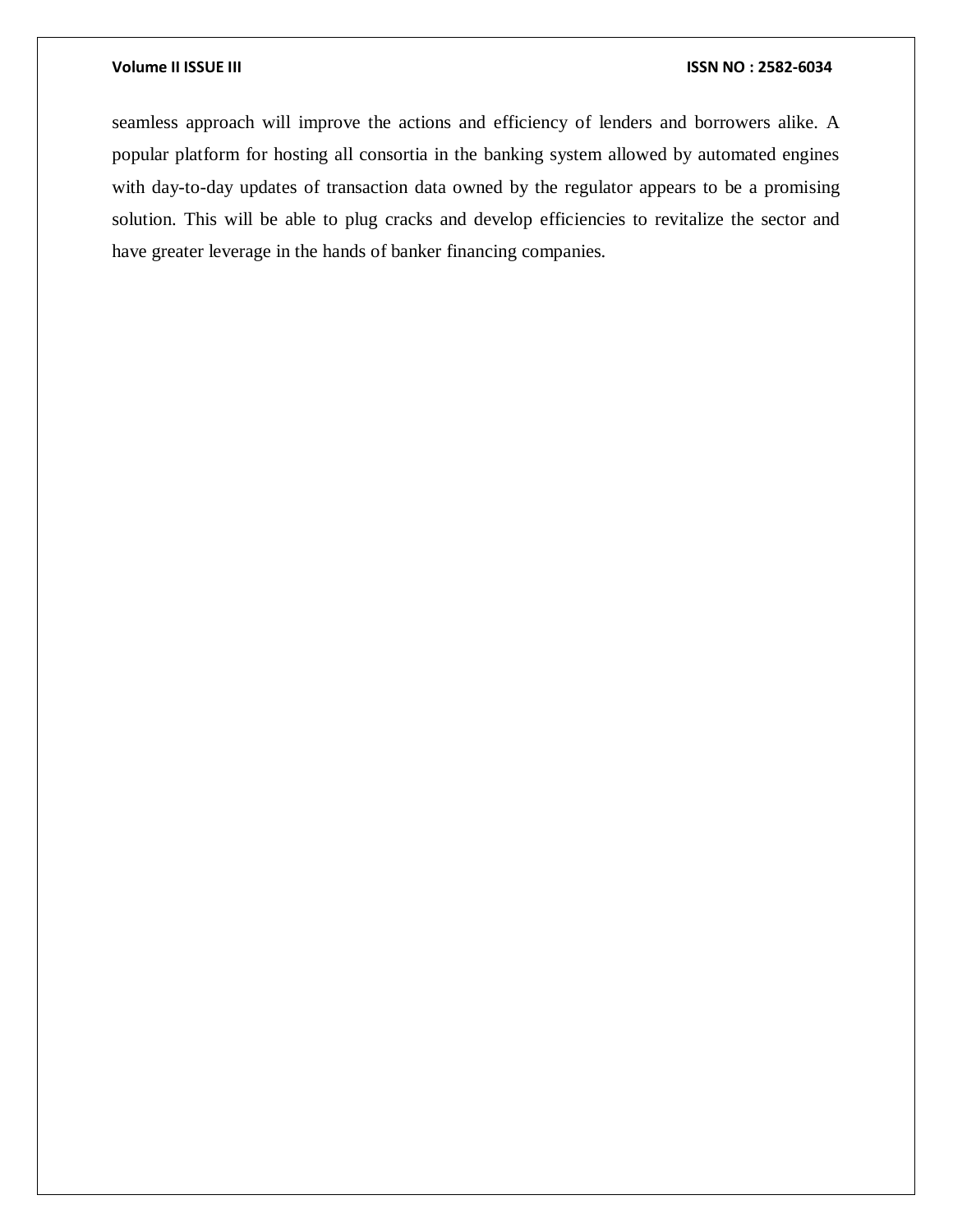seamless approach will improve the actions and efficiency of lenders and borrowers alike. A popular platform for hosting all consortia in the banking system allowed by automated engines with day-to-day updates of transaction data owned by the regulator appears to be a promising solution. This will be able to plug cracks and develop efficiencies to revitalize the sector and have greater leverage in the hands of banker financing companies.